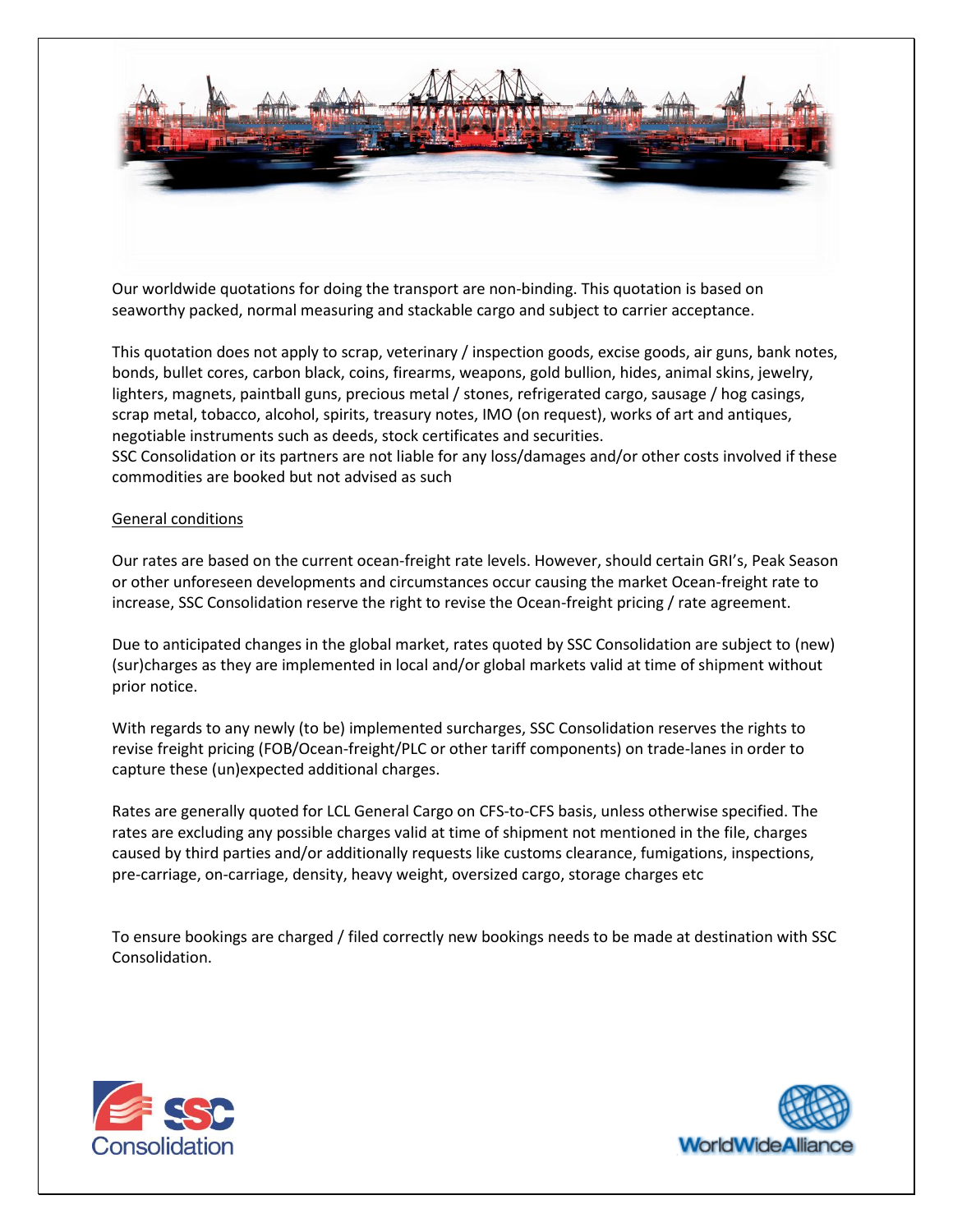Our worldwide quotations for doing the transport are non-binding. This quotation is based on seaworthy packed, normal measuring and stackable cargo and subject to carrier acceptance.

This quotation does not apply to scrap, veterinary / inspection goods, excise goods, air guns, bank notes, bonds, bullet cores, carbon black, coins, firearms, weapons, gold bullion, hides, animal skins, jewelry, lighters, magnets, paintball guns, precious metal / stones, refrigerated cargo, sausage / hog casings, scrap metal, tobacco, alcohol, spirits, treasury notes, IMO (on request), works of art and antiques, negotiable instruments such as deeds, stock certificates and securities.
SSC Consolidation or its partners are not liable for any loss/damages and/or other costs involved if these commodities are booked but not advised as such

## General conditions

Our rates are based on the current ocean-freight rate levels. However, should certain GRI's, Peak Season or other unforeseen developments and circumstances occur causing the market Ocean-freight rate to increase, SSC Consolidation reserve the right to revise the Ocean-freight pricing / rate agreement.

Due to anticipated changes in the global market, rates quoted by SSC Consolidation are subject to (new) (sur)charges as they are implemented in local and/or global markets valid at time of shipment without prior notice.

With regards to any newly (to be) implemented surcharges, SSC Consolidation reserves the rights to revise freight pricing (FOB/Ocean-freight/PLC or other tariff components) on trade-lanes in order to capture these (un)expected additional charges.

Rates are generally quoted for LCL General Cargo on CFS-to-CFS basis, unless otherwise specified. The rates are excluding any possible charges valid at time of shipment not mentioned in the file, charges caused by third parties and/or additionally requests like customs clearance, fumigations, inspections, pre-carriage, on-carriage, density, heavy weight, oversized cargo, storage charges etc

To ensure bookings are charged / filed correctly new bookings needs to be made at destination with SSC Consolidation.

SSC Consolidation

WorldWideAlliance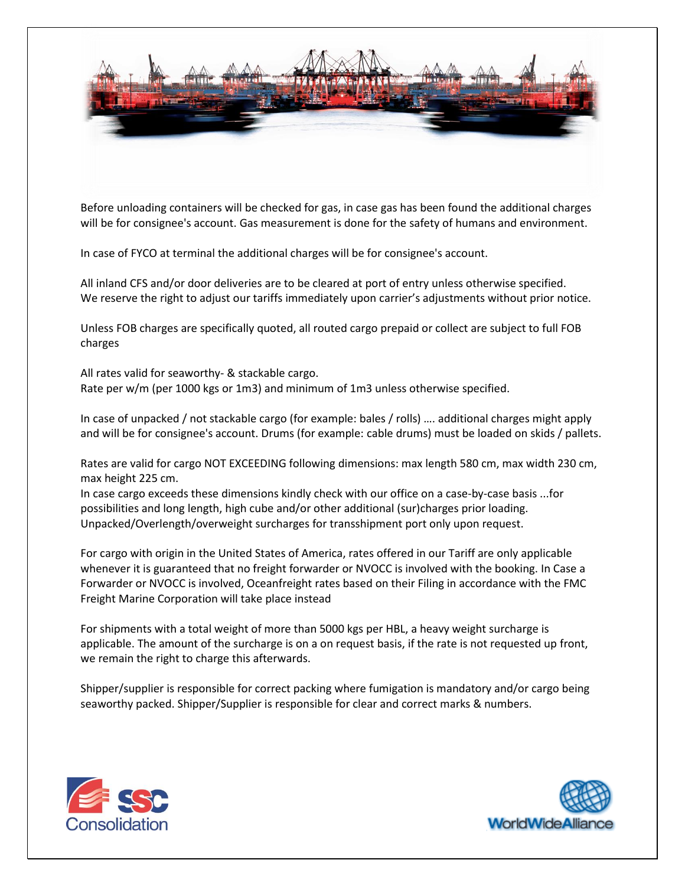Before unloading containers will be checked for gas, in case gas has been found the additional charges will be for consignee's account. Gas measurement is done for the safety of humans and environment.

In case of FYCO at terminal the additional charges will be for consignee's account.

All inland CFS and/or door deliveries are to be cleared at port of entry unless otherwise specified.
We reserve the right to adjust our tariffs immediately upon carrier's adjustments without prior notice.

Unless FOB charges are specifically quoted, all routed cargo prepaid or collect are subject to full FOB charges

All rates valid for seaworthy- & stackable cargo.
Rate per w/m (per 1000 kgs or 1m3) and minimum of 1m3 unless otherwise specified.

In case of unpacked / not stackable cargo (for example: bales / rolls) …. additional charges might apply and will be for consignee's account. Drums (for example: cable drums) must be loaded on skids / pallets.

Rates are valid for cargo NOT EXCEEDING following dimensions: max length 580 cm, max width 230 cm, max height 225 cm.
In case cargo exceeds these dimensions kindly check with our office on a case-by-case basis ...for possibilities and long length, high cube and/or other additional (sur)charges prior loading.
Unpacked/Overlength/overweight surcharges for transshipment port only upon request.

For cargo with origin in the United States of America, rates offered in our Tariff are only applicable whenever it is guaranteed that no freight forwarder or NVOCC is involved with the booking. In Case a Forwarder or NVOCC is involved, Oceanfreight rates based on their Filing in accordance with the FMC Freight Marine Corporation will take place instead

For shipments with a total weight of more than 5000 kgs per HBL, a heavy weight surcharge is applicable. The amount of the surcharge is on a on request basis, if the rate is not requested up front, we remain the right to charge this afterwards.

Shipper/supplier is responsible for correct packing where fumigation is mandatory and/or cargo being seaworthy packed. Shipper/Supplier is responsible for clear and correct marks & numbers.

SSC Consolidation

WorldWideAlliance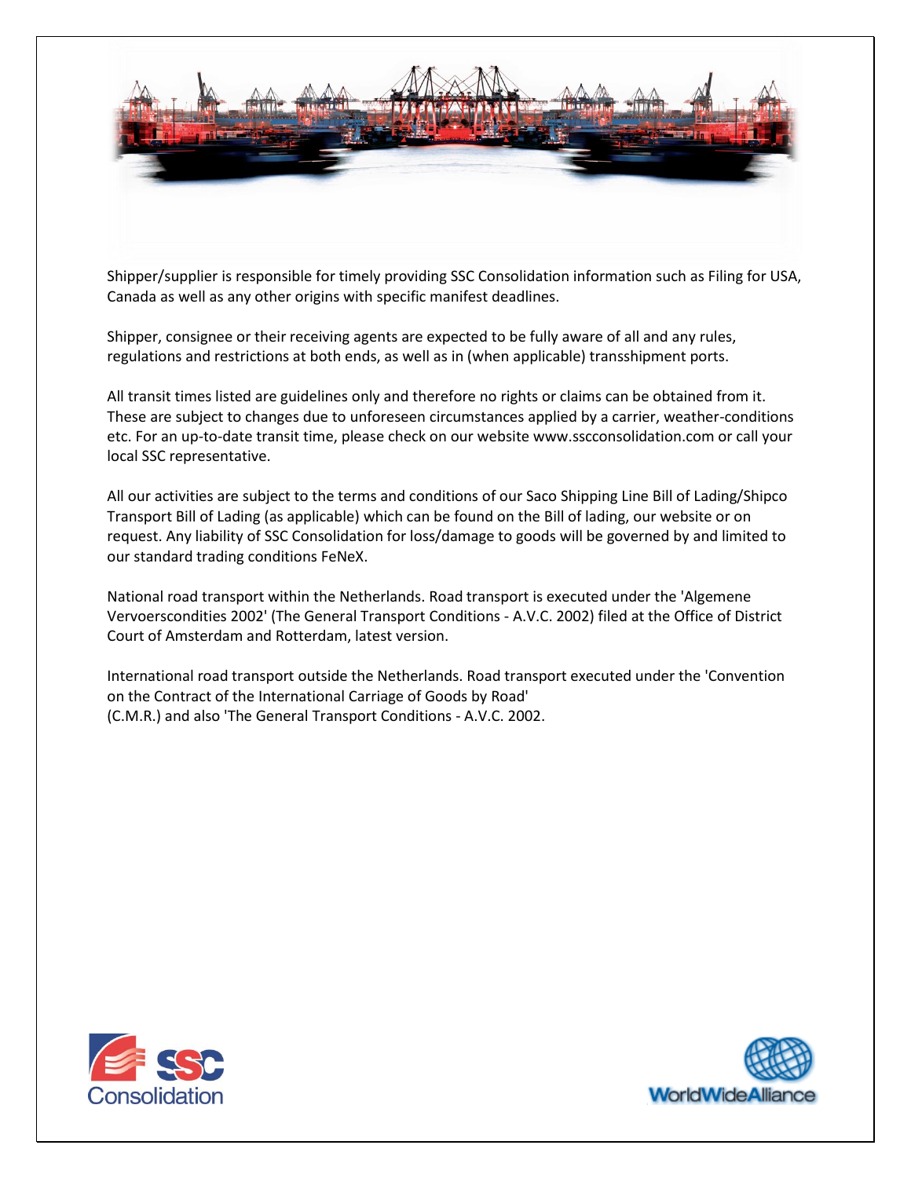Shipper/supplier is responsible for timely providing SSC Consolidation information such as Filing for USA, Canada as well as any other origins with specific manifest deadlines.

Shipper, consignee or their receiving agents are expected to be fully aware of all and any rules, regulations and restrictions at both ends, as well as in (when applicable) transshipment ports.

All transit times listed are guidelines only and therefore no rights or claims can be obtained from it. These are subject to changes due to unforeseen circumstances applied by a carrier, weather-conditions etc. For an up-to-date transit time, please check on our website www.sscconsolidation.com or call your local SSC representative.

All our activities are subject to the terms and conditions of our Saco Shipping Line Bill of Lading/Shipco Transport Bill of Lading (as applicable) which can be found on the Bill of lading, our website or on request. Any liability of SSC Consolidation for loss/damage to goods will be governed by and limited to our standard trading conditions FeNeX.

National road transport within the Netherlands. Road transport is executed under the 'Algemene Vervoerscondities 2002' (The General Transport Conditions - A.V.C. 2002) filed at the Office of District Court of Amsterdam and Rotterdam, latest version.

International road transport outside the Netherlands. Road transport executed under the 'Convention on the Contract of the International Carriage of Goods by Road' (C.M.R.) and also 'The General Transport Conditions - A.V.C. 2002.